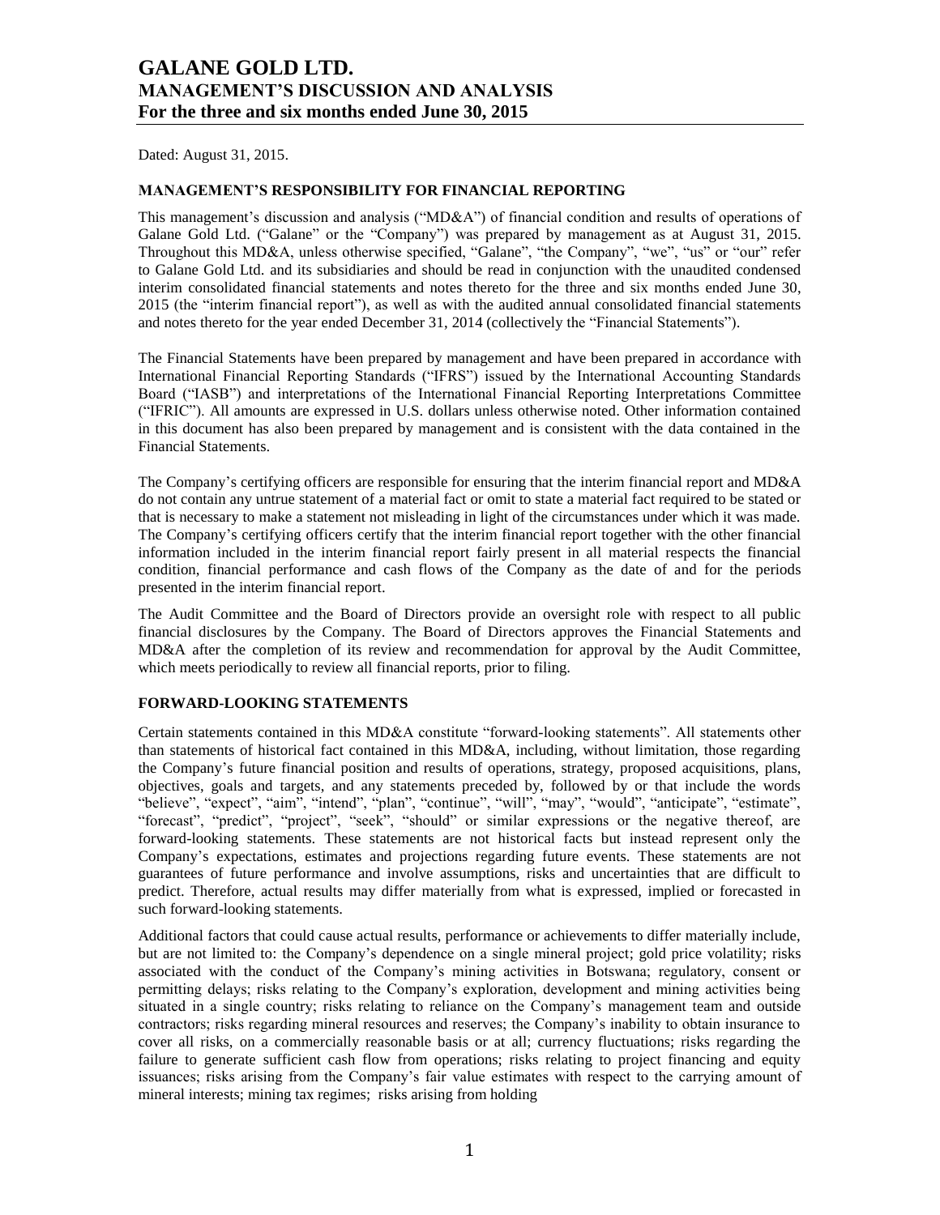# GALANE GOLD LTD.
## MANAGEMENT'S DISCUSSION AND ANALYSIS
### For the three and six months ended June 30, 2015

Dated: August 31, 2015.

**MANAGEMENT'S RESPONSIBILITY FOR FINANCIAL REPORTING**

This management's discussion and analysis ("MD&A") of financial condition and results of operations of Galane Gold Ltd. ("Galane" or the "Company") was prepared by management as at August 31, 2015. Throughout this MD&A, unless otherwise specified, "Galane", "the Company", "we", "us" or "our" refer to Galane Gold Ltd. and its subsidiaries and should be read in conjunction with the unaudited condensed interim consolidated financial statements and notes thereto for the three and six months ended June 30, 2015 (the "interim financial report"), as well as with the audited annual consolidated financial statements and notes thereto for the year ended December 31, 2014 (collectively the "Financial Statements").

The Financial Statements have been prepared by management and have been prepared in accordance with International Financial Reporting Standards ("IFRS") issued by the International Accounting Standards Board ("IASB") and interpretations of the International Financial Reporting Interpretations Committee ("IFRIC"). All amounts are expressed in U.S. dollars unless otherwise noted. Other information contained in this document has also been prepared by management and is consistent with the data contained in the Financial Statements.

The Company's certifying officers are responsible for ensuring that the interim financial report and MD&A do not contain any untrue statement of a material fact or omit to state a material fact required to be stated or that is necessary to make a statement not misleading in light of the circumstances under which it was made. The Company's certifying officers certify that the interim financial report together with the other financial information included in the interim financial report fairly present in all material respects the financial condition, financial performance and cash flows of the Company as the date of and for the periods presented in the interim financial report.

The Audit Committee and the Board of Directors provide an oversight role with respect to all public financial disclosures by the Company. The Board of Directors approves the Financial Statements and MD&A after the completion of its review and recommendation for approval by the Audit Committee, which meets periodically to review all financial reports, prior to filing.

**FORWARD-LOOKING STATEMENTS**

Certain statements contained in this MD&A constitute "forward-looking statements". All statements other than statements of historical fact contained in this MD&A, including, without limitation, those regarding the Company's future financial position and results of operations, strategy, proposed acquisitions, plans, objectives, goals and targets, and any statements preceded by, followed by or that include the words "believe", "expect", "aim", "intend", "plan", "continue", "will", "may", "would", "anticipate", "estimate", "forecast", "predict", "project", "seek", "should" or similar expressions or the negative thereof, are forward-looking statements. These statements are not historical facts but instead represent only the Company's expectations, estimates and projections regarding future events. These statements are not guarantees of future performance and involve assumptions, risks and uncertainties that are difficult to predict. Therefore, actual results may differ materially from what is expressed, implied or forecasted in such forward-looking statements.

Additional factors that could cause actual results, performance or achievements to differ materially include, but are not limited to: the Company's dependence on a single mineral project; gold price volatility; risks associated with the conduct of the Company's mining activities in Botswana; regulatory, consent or permitting delays; risks relating to the Company's exploration, development and mining activities being situated in a single country; risks relating to reliance on the Company's management team and outside contractors; risks regarding mineral resources and reserves; the Company's inability to obtain insurance to cover all risks, on a commercially reasonable basis or at all; currency fluctuations; risks regarding the failure to generate sufficient cash flow from operations; risks relating to project financing and equity issuances; risks arising from the Company's fair value estimates with respect to the carrying amount of mineral interests; mining tax regimes; risks arising from holding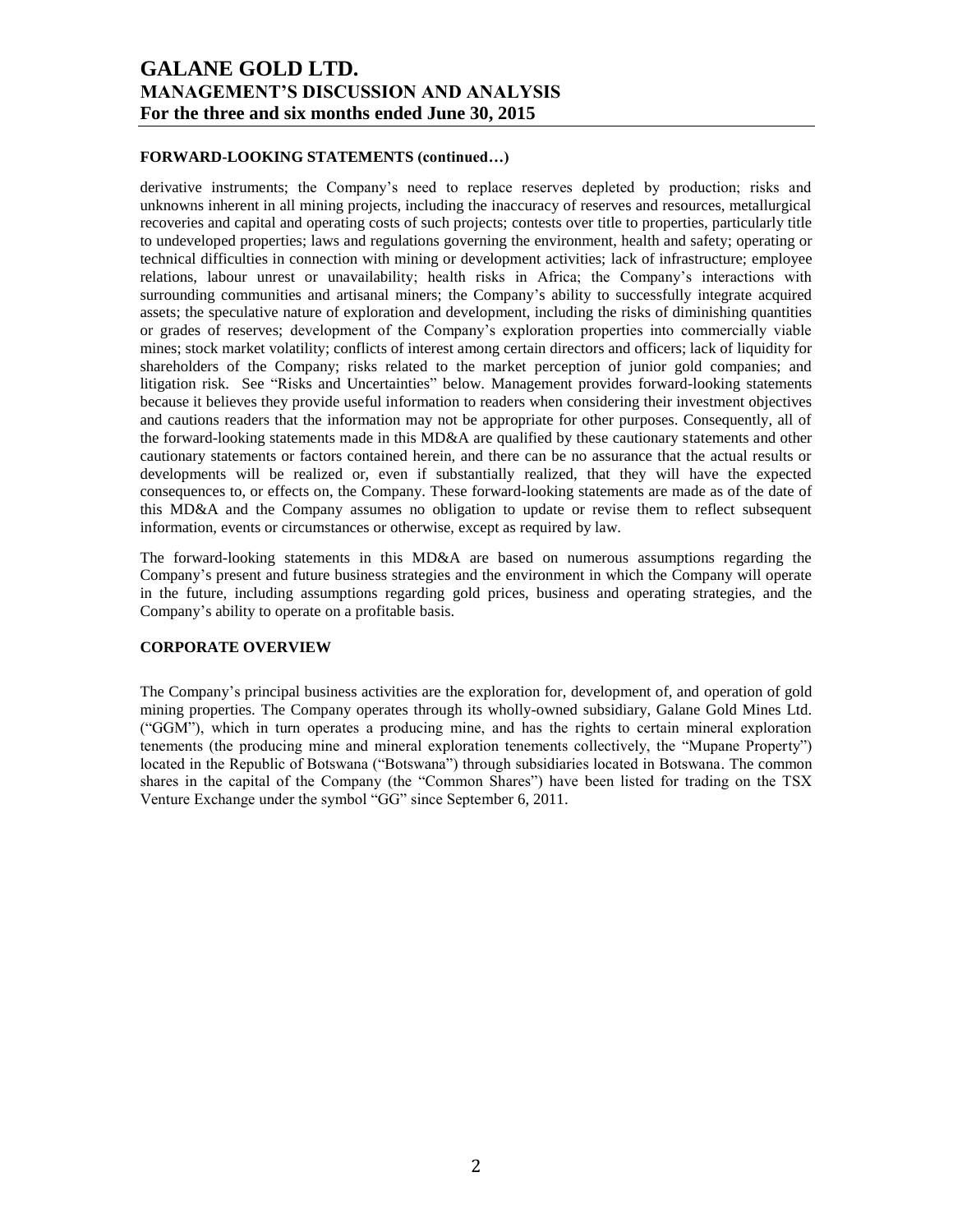#### FORWARD-LOOKING STATEMENTS (continued…)

derivative instruments; the Company's need to replace reserves depleted by production; risks and unknowns inherent in all mining projects, including the inaccuracy of reserves and resources, metallurgical recoveries and capital and operating costs of such projects; contests over title to properties, particularly title to undeveloped properties; laws and regulations governing the environment, health and safety; operating or technical difficulties in connection with mining or development activities; lack of infrastructure; employee relations, labour unrest or unavailability; health risks in Africa; the Company's interactions with surrounding communities and artisanal miners; the Company's ability to successfully integrate acquired assets; the speculative nature of exploration and development, including the risks of diminishing quantities or grades of reserves; development of the Company's exploration properties into commercially viable mines; stock market volatility; conflicts of interest among certain directors and officers; lack of liquidity for shareholders of the Company; risks related to the market perception of junior gold companies; and litigation risk. See "Risks and Uncertainties" below. Management provides forward-looking statements because it believes they provide useful information to readers when considering their investment objectives and cautions readers that the information may not be appropriate for other purposes. Consequently, all of the forward-looking statements made in this MD&A are qualified by these cautionary statements and other cautionary statements or factors contained herein, and there can be no assurance that the actual results or developments will be realized or, even if substantially realized, that they will have the expected consequences to, or effects on, the Company. These forward-looking statements are made as of the date of this MD&A and the Company assumes no obligation to update or revise them to reflect subsequent information, events or circumstances or otherwise, except as required by law.

The forward-looking statements in this MD&A are based on numerous assumptions regarding the Company's present and future business strategies and the environment in which the Company will operate in the future, including assumptions regarding gold prices, business and operating strategies, and the Company's ability to operate on a profitable basis.

#### CORPORATE OVERVIEW

The Company's principal business activities are the exploration for, development of, and operation of gold mining properties. The Company operates through its wholly-owned subsidiary, Galane Gold Mines Ltd. ("GGM"), which in turn operates a producing mine, and has the rights to certain mineral exploration tenements (the producing mine and mineral exploration tenements collectively, the "Mupane Property") located in the Republic of Botswana ("Botswana") through subsidiaries located in Botswana. The common shares in the capital of the Company (the "Common Shares") have been listed for trading on the TSX Venture Exchange under the symbol "GG" since September 6, 2011.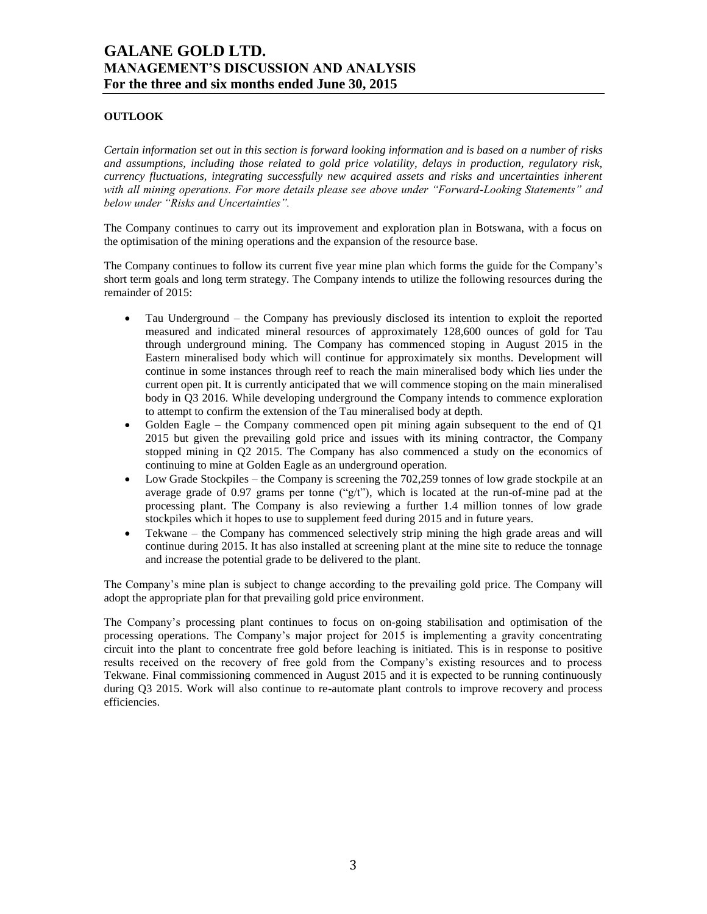## OUTLOOK

*Certain information set out in this section is forward looking information and is based on a number of risks and assumptions, including those related to gold price volatility, delays in production, regulatory risk, currency fluctuations, integrating successfully new acquired assets and risks and uncertainties inherent with all mining operations. For more details please see above under "Forward-Looking Statements" and below under "Risks and Uncertainties".*

The Company continues to carry out its improvement and exploration plan in Botswana, with a focus on the optimisation of the mining operations and the expansion of the resource base.

The Company continues to follow its current five year mine plan which forms the guide for the Company's short term goals and long term strategy. The Company intends to utilize the following resources during the remainder of 2015:

- Tau Underground – the Company has previously disclosed its intention to exploit the reported measured and indicated mineral resources of approximately 128,600 ounces of gold for Tau through underground mining. The Company has commenced stoping in August 2015 in the Eastern mineralised body which will continue for approximately six months. Development will continue in some instances through reef to reach the main mineralised body which lies under the current open pit. It is currently anticipated that we will commence stoping on the main mineralised body in Q3 2016. While developing underground the Company intends to commence exploration to attempt to confirm the extension of the Tau mineralised body at depth.
- Golden Eagle – the Company commenced open pit mining again subsequent to the end of Q1 2015 but given the prevailing gold price and issues with its mining contractor, the Company stopped mining in Q2 2015. The Company has also commenced a study on the economics of continuing to mine at Golden Eagle as an underground operation.
- Low Grade Stockpiles – the Company is screening the 702,259 tonnes of low grade stockpile at an average grade of 0.97 grams per tonne ("g/t"), which is located at the run-of-mine pad at the processing plant. The Company is also reviewing a further 1.4 million tonnes of low grade stockpiles which it hopes to use to supplement feed during 2015 and in future years.
- Tekwane – the Company has commenced selectively strip mining the high grade areas and will continue during 2015. It has also installed at screening plant at the mine site to reduce the tonnage and increase the potential grade to be delivered to the plant.

The Company's mine plan is subject to change according to the prevailing gold price. The Company will adopt the appropriate plan for that prevailing gold price environment.

The Company's processing plant continues to focus on on-going stabilisation and optimisation of the processing operations. The Company's major project for 2015 is implementing a gravity concentrating circuit into the plant to concentrate free gold before leaching is initiated. This is in response to positive results received on the recovery of free gold from the Company's existing resources and to process Tekwane. Final commissioning commenced in August 2015 and it is expected to be running continuously during Q3 2015. Work will also continue to re-automate plant controls to improve recovery and process efficiencies.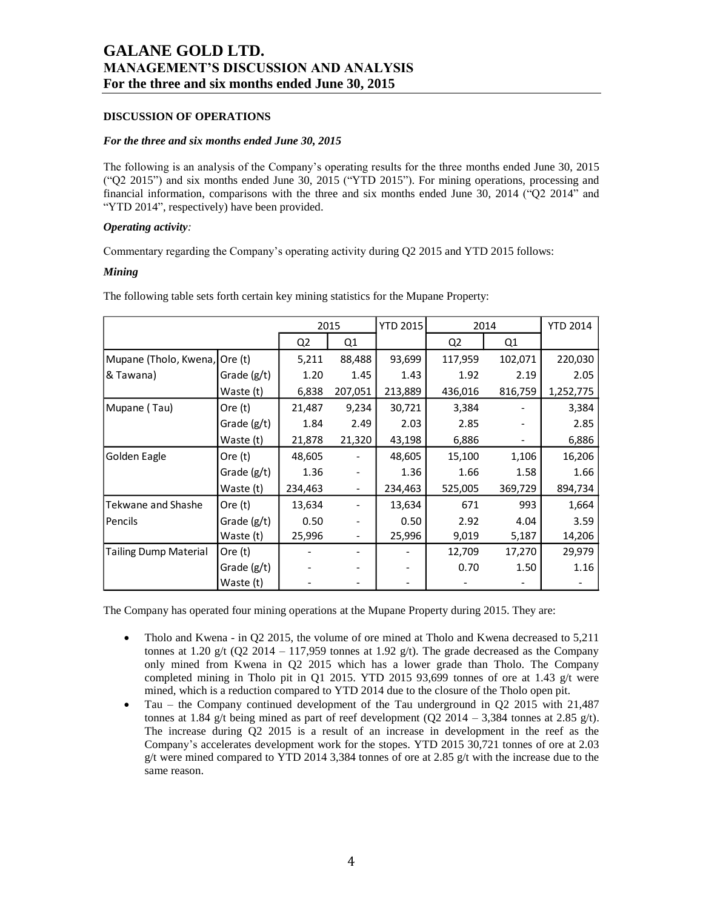# GALANE GOLD LTD.
# MANAGEMENT'S DISCUSSION AND ANALYSIS
# For the three and six months ended June 30, 2015

## DISCUSSION OF OPERATIONS

### *For the three and six months ended June 30, 2015*

The following is an analysis of the Company's operating results for the three months ended June 30, 2015 ("Q2 2015") and six months ended June 30, 2015 ("YTD 2015"). For mining operations, processing and financial information, comparisons with the three and six months ended June 30, 2014 ("Q2 2014" and "YTD 2014", respectively) have been provided.

***Operating activity:***

Commentary regarding the Company's operating activity during Q2 2015 and YTD 2015 follows:

***Mining***

The following table sets forth certain key mining statistics for the Mupane Property:

| | | 2015 | | YTD 2015 | 2014 | | YTD 2014 |
|---|---|---|---|---|---|---|---|
| | | Q2 | Q1 | | Q2 | Q1 | |
| Mupane (Tholo, Kwena, | Ore (t) | 5,211 | 88,488 | 93,699 | 117,959 | 102,071 | 220,030 |
| & Tawana) | Grade (g/t) | 1.20 | 1.45 | 1.43 | 1.92 | 2.19 | 2.05 |
| | Waste (t) | 6,838 | 207,051 | 213,889 | 436,016 | 816,759 | 1,252,775 |
| Mupane ( Tau) | Ore (t) | 21,487 | 9,234 | 30,721 | 3,384 | - | 3,384 |
| | Grade (g/t) | 1.84 | 2.49 | 2.03 | 2.85 | - | 2.85 |
| | Waste (t) | 21,878 | 21,320 | 43,198 | 6,886 | - | 6,886 |
| Golden Eagle | Ore (t) | 48,605 | - | 48,605 | 15,100 | 1,106 | 16,206 |
| | Grade (g/t) | 1.36 | - | 1.36 | 1.66 | 1.58 | 1.66 |
| | Waste (t) | 234,463 | - | 234,463 | 525,005 | 369,729 | 894,734 |
| Tekwane and Shashe | Ore (t) | 13,634 | - | 13,634 | 671 | 993 | 1,664 |
| Pencils | Grade (g/t) | 0.50 | - | 0.50 | 2.92 | 4.04 | 3.59 |
| | Waste (t) | 25,996 | - | 25,996 | 9,019 | 5,187 | 14,206 |
| Tailing Dump Material | Ore (t) | - | - | - | 12,709 | 17,270 | 29,979 |
| | Grade (g/t) | - | - | - | 0.70 | 1.50 | 1.16 |
| | Waste (t) | - | - | - | - | - | - |

The Company has operated four mining operations at the Mupane Property during 2015. They are:

- Tholo and Kwena - in Q2 2015, the volume of ore mined at Tholo and Kwena decreased to 5,211 tonnes at 1.20 g/t (Q2 2014 – 117,959 tonnes at 1.92 g/t). The grade decreased as the Company only mined from Kwena in Q2 2015 which has a lower grade than Tholo. The Company completed mining in Tholo pit in Q1 2015. YTD 2015 93,699 tonnes of ore at 1.43 g/t were mined, which is a reduction compared to YTD 2014 due to the closure of the Tholo open pit.
- Tau – the Company continued development of the Tau underground in Q2 2015 with 21,487 tonnes at 1.84 g/t being mined as part of reef development (Q2 2014 – 3,384 tonnes at 2.85 g/t). The increase during Q2 2015 is a result of an increase in development in the reef as the Company's accelerates development work for the stopes. YTD 2015 30,721 tonnes of ore at 2.03 g/t were mined compared to YTD 2014 3,384 tonnes of ore at 2.85 g/t with the increase due to the same reason.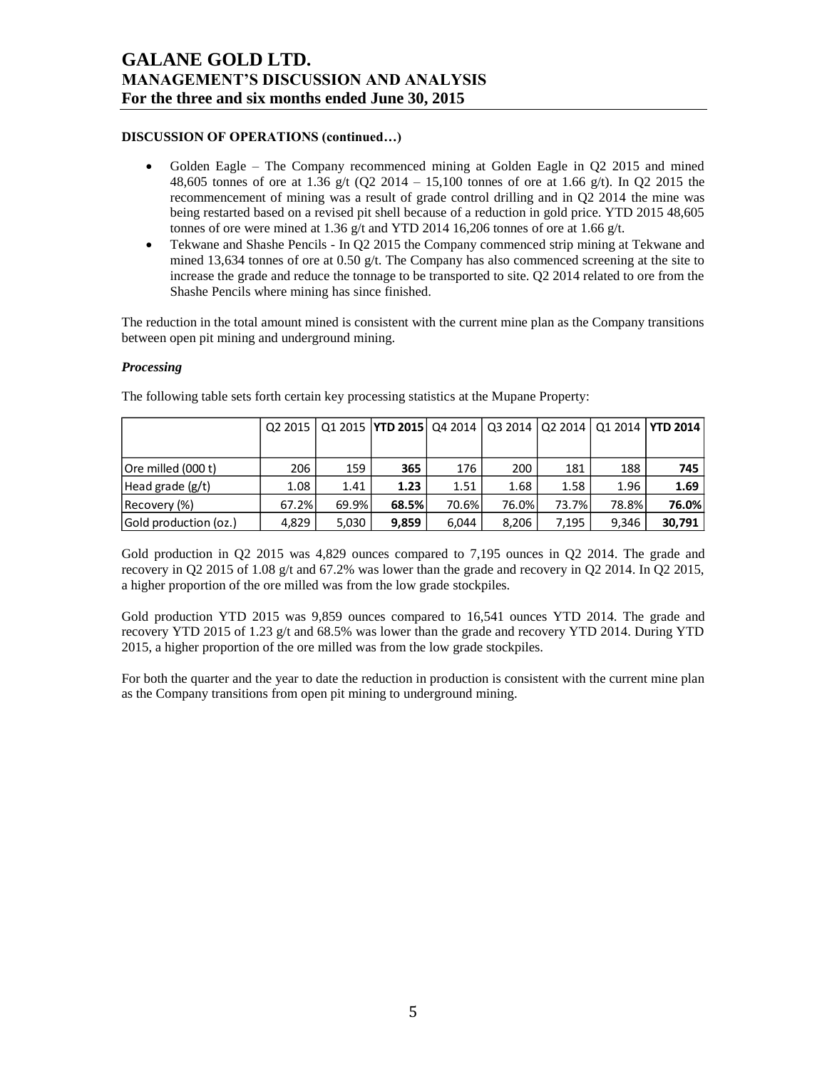**DISCUSSION OF OPERATIONS (continued…)**

- Golden Eagle – The Company recommenced mining at Golden Eagle in Q2 2015 and mined 48,605 tonnes of ore at 1.36 g/t (Q2 2014 – 15,100 tonnes of ore at 1.66 g/t). In Q2 2015 the recommencement of mining was a result of grade control drilling and in Q2 2014 the mine was being restarted based on a revised pit shell because of a reduction in gold price. YTD 2015 48,605 tonnes of ore were mined at 1.36 g/t and YTD 2014 16,206 tonnes of ore at 1.66 g/t.
- Tekwane and Shashe Pencils - In Q2 2015 the Company commenced strip mining at Tekwane and mined 13,634 tonnes of ore at 0.50 g/t. The Company has also commenced screening at the site to increase the grade and reduce the tonnage to be transported to site. Q2 2014 related to ore from the Shashe Pencils where mining has since finished.

The reduction in the total amount mined is consistent with the current mine plan as the Company transitions between open pit mining and underground mining.

***Processing***

The following table sets forth certain key processing statistics at the Mupane Property:

| | Q2 2015 | Q1 2015 | **YTD 2015** | Q4 2014 | Q3 2014 | Q2 2014 | Q1 2014 | **YTD 2014** |
|---|---|---|---|---|---|---|---|---|
| Ore milled (000 t) | 206 | 159 | **365** | 176 | 200 | 181 | 188 | **745** |
| Head grade (g/t) | 1.08 | 1.41 | **1.23** | 1.51 | 1.68 | 1.58 | 1.96 | **1.69** |
| Recovery (%) | 67.2% | 69.9% | **68.5%** | 70.6% | 76.0% | 73.7% | 78.8% | **76.0%** |
| Gold production (oz.) | 4,829 | 5,030 | **9,859** | 6,044 | 8,206 | 7,195 | 9,346 | **30,791** |

Gold production in Q2 2015 was 4,829 ounces compared to 7,195 ounces in Q2 2014. The grade and recovery in Q2 2015 of 1.08 g/t and 67.2% was lower than the grade and recovery in Q2 2014. In Q2 2015, a higher proportion of the ore milled was from the low grade stockpiles.

Gold production YTD 2015 was 9,859 ounces compared to 16,541 ounces YTD 2014. The grade and recovery YTD 2015 of 1.23 g/t and 68.5% was lower than the grade and recovery YTD 2014. During YTD 2015, a higher proportion of the ore milled was from the low grade stockpiles.

For both the quarter and the year to date the reduction in production is consistent with the current mine plan as the Company transitions from open pit mining to underground mining.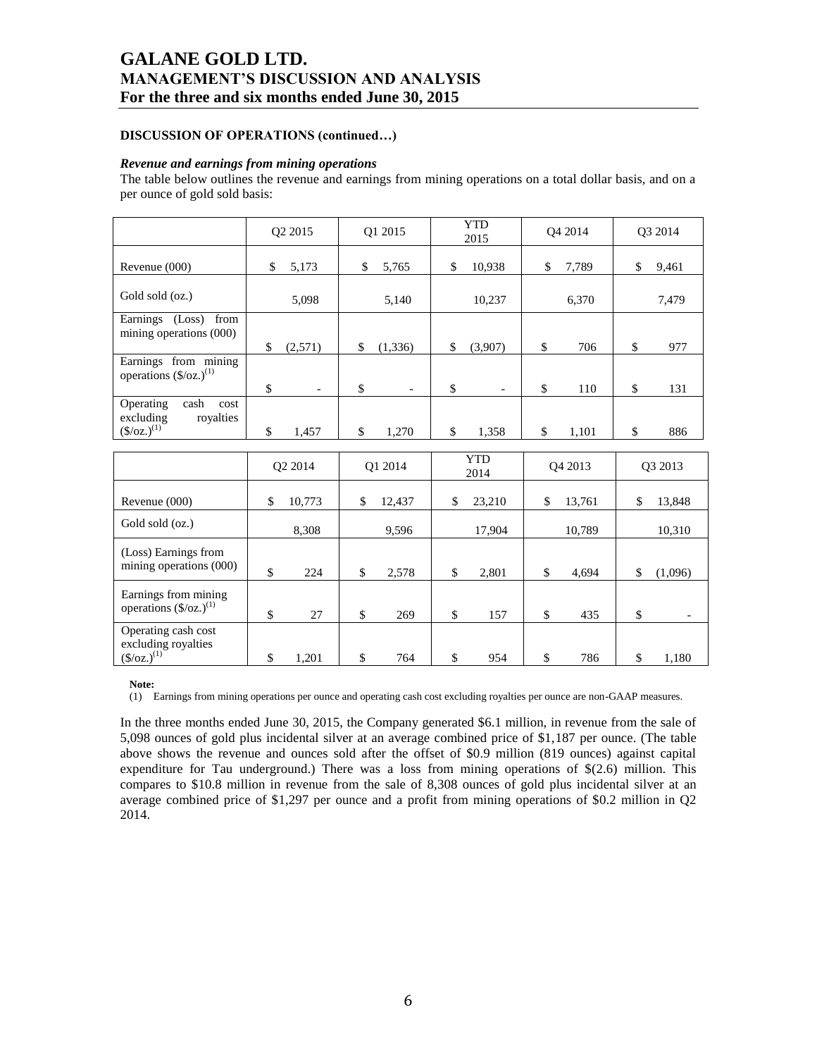**DISCUSSION OF OPERATIONS (continued…)**

***Revenue and earnings from mining operations***

The table below outlines the revenue and earnings from mining operations on a total dollar basis, and on a per ounce of gold sold basis:

| | Q2 2015 | Q1 2015 | YTD 2015 | Q4 2014 | Q3 2014 |
|---|---|---|---|---|---|
| Revenue (000) | $ 5,173 | $ 5,765 | $ 10,938 | $ 7,789 | $ 9,461 |
| Gold sold (oz.) | 5,098 | 5,140 | 10,237 | 6,370 | 7,479 |
| Earnings (Loss) from mining operations (000) | $ (2,571) | $ (1,336) | $ (3,907) | $ 706 | $ 977 |
| Earnings from mining operations ($/oz.)(1) | $ - | $ - | $ - | $ 110 | $ 131 |
| Operating cash cost excluding royalties ($/oz.)(1) | $ 1,457 | $ 1,270 | $ 1,358 | $ 1,101 | $ 886 |

| | Q2 2014 | Q1 2014 | YTD 2014 | Q4 2013 | Q3 2013 |
|---|---|---|---|---|---|
| Revenue (000) | $ 10,773 | $ 12,437 | $ 23,210 | $ 13,761 | $ 13,848 |
| Gold sold (oz.) | 8,308 | 9,596 | 17,904 | 10,789 | 10,310 |
| (Loss) Earnings from mining operations (000) | $ 224 | $ 2,578 | $ 2,801 | $ 4,694 | $ (1,096) |
| Earnings from mining operations ($/oz.)(1) | $ 27 | $ 269 | $ 157 | $ 435 | $ - |
| Operating cash cost excluding royalties ($/oz.)(1) | $ 1,201 | $ 764 | $ 954 | $ 786 | $ 1,180 |

**Note:**

(1) Earnings from mining operations per ounce and operating cash cost excluding royalties per ounce are non-GAAP measures.

In the three months ended June 30, 2015, the Company generated $6.1 million, in revenue from the sale of 5,098 ounces of gold plus incidental silver at an average combined price of $1,187 per ounce. (The table above shows the revenue and ounces sold after the offset of $0.9 million (819 ounces) against capital expenditure for Tau underground.) There was a loss from mining operations of $(2.6) million. This compares to $10.8 million in revenue from the sale of 8,308 ounces of gold plus incidental silver at an average combined price of $1,297 per ounce and a profit from mining operations of $0.2 million in Q2 2014.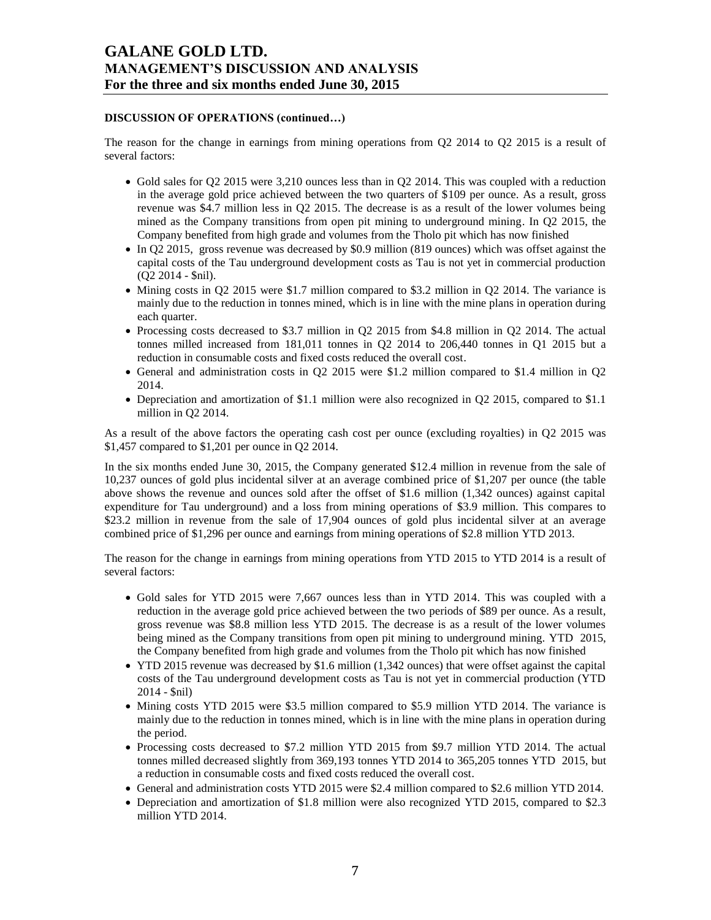**DISCUSSION OF OPERATIONS (continued…)**

The reason for the change in earnings from mining operations from Q2 2014 to Q2 2015 is a result of several factors:

- Gold sales for Q2 2015 were 3,210 ounces less than in Q2 2014. This was coupled with a reduction in the average gold price achieved between the two quarters of $109 per ounce. As a result, gross revenue was $4.7 million less in Q2 2015. The decrease is as a result of the lower volumes being mined as the Company transitions from open pit mining to underground mining. In Q2 2015, the Company benefited from high grade and volumes from the Tholo pit which has now finished
- In Q2 2015, gross revenue was decreased by $0.9 million (819 ounces) which was offset against the capital costs of the Tau underground development costs as Tau is not yet in commercial production (Q2 2014 - $nil).
- Mining costs in Q2 2015 were $1.7 million compared to $3.2 million in Q2 2014. The variance is mainly due to the reduction in tonnes mined, which is in line with the mine plans in operation during each quarter.
- Processing costs decreased to $3.7 million in Q2 2015 from $4.8 million in Q2 2014. The actual tonnes milled increased from 181,011 tonnes in Q2 2014 to 206,440 tonnes in Q1 2015 but a reduction in consumable costs and fixed costs reduced the overall cost.
- General and administration costs in Q2 2015 were $1.2 million compared to $1.4 million in Q2 2014.
- Depreciation and amortization of $1.1 million were also recognized in Q2 2015, compared to $1.1 million in Q2 2014.

As a result of the above factors the operating cash cost per ounce (excluding royalties) in Q2 2015 was $1,457 compared to $1,201 per ounce in Q2 2014.

In the six months ended June 30, 2015, the Company generated $12.4 million in revenue from the sale of 10,237 ounces of gold plus incidental silver at an average combined price of $1,207 per ounce (the table above shows the revenue and ounces sold after the offset of $1.6 million (1,342 ounces) against capital expenditure for Tau underground) and a loss from mining operations of $3.9 million. This compares to $23.2 million in revenue from the sale of 17,904 ounces of gold plus incidental silver at an average combined price of $1,296 per ounce and earnings from mining operations of $2.8 million YTD 2013.

The reason for the change in earnings from mining operations from YTD 2015 to YTD 2014 is a result of several factors:

- Gold sales for YTD 2015 were 7,667 ounces less than in YTD 2014. This was coupled with a reduction in the average gold price achieved between the two periods of $89 per ounce. As a result, gross revenue was $8.8 million less YTD 2015. The decrease is as a result of the lower volumes being mined as the Company transitions from open pit mining to underground mining. YTD 2015, the Company benefited from high grade and volumes from the Tholo pit which has now finished
- YTD 2015 revenue was decreased by $1.6 million (1,342 ounces) that were offset against the capital costs of the Tau underground development costs as Tau is not yet in commercial production (YTD 2014 - $nil)
- Mining costs YTD 2015 were $3.5 million compared to $5.9 million YTD 2014. The variance is mainly due to the reduction in tonnes mined, which is in line with the mine plans in operation during the period.
- Processing costs decreased to $7.2 million YTD 2015 from $9.7 million YTD 2014. The actual tonnes milled decreased slightly from 369,193 tonnes YTD 2014 to 365,205 tonnes YTD 2015, but a reduction in consumable costs and fixed costs reduced the overall cost.
- General and administration costs YTD 2015 were $2.4 million compared to $2.6 million YTD 2014.
- Depreciation and amortization of $1.8 million were also recognized YTD 2015, compared to $2.3 million YTD 2014.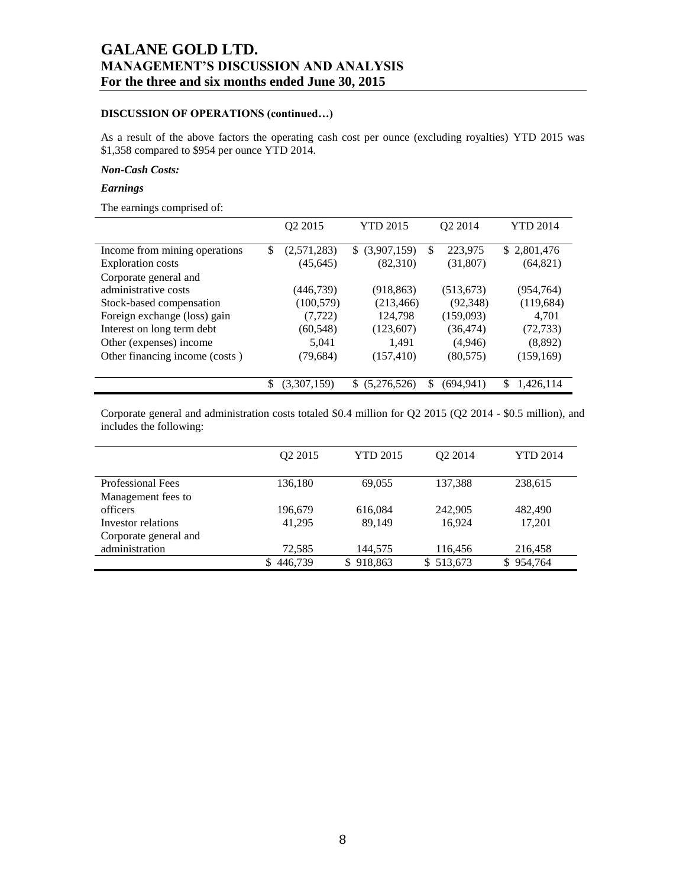### DISCUSSION OF OPERATIONS (continued…)

As a result of the above factors the operating cash cost per ounce (excluding royalties) YTD 2015 was $1,358 compared to $954 per ounce YTD 2014.

***Non-Cash Costs:***

***Earnings***

The earnings comprised of:

| | Q2 2015 | YTD 2015 | Q2 2014 | YTD 2014 |
|---|---|---|---|---|
| Income from mining operations | $ (2,571,283) | $ (3,907,159) | $ 223,975 | $ 2,801,476 |
| Exploration costs | (45,645) | (82,310) | (31,807) | (64,821) |
| Corporate general and administrative costs | (446,739) | (918,863) | (513,673) | (954,764) |
| Stock-based compensation | (100,579) | (213,466) | (92,348) | (119,684) |
| Foreign exchange (loss) gain | (7,722) | 124,798 | (159,093) | 4,701 |
| Interest on long term debt | (60,548) | (123,607) | (36,474) | (72,733) |
| Other (expenses) income | 5,041 | 1,491 | (4,946) | (8,892) |
| Other financing income (costs ) | (79,684) | (157,410) | (80,575) | (159,169) |
| | $ (3,307,159) | $ (5,276,526) | $ (694,941) | $ 1,426,114 |

Corporate general and administration costs totaled $0.4 million for Q2 2015 (Q2 2014 - $0.5 million), and includes the following:

| | Q2 2015 | YTD 2015 | Q2 2014 | YTD 2014 |
|---|---|---|---|---|
| Professional Fees | 136,180 | 69,055 | 137,388 | 238,615 |
| Management fees to officers | 196,679 | 616,084 | 242,905 | 482,490 |
| Investor relations | 41,295 | 89,149 | 16,924 | 17,201 |
| Corporate general and administration | 72,585 | 144,575 | 116,456 | 216,458 |
| | $ 446,739 | $ 918,863 | $ 513,673 | $ 954,764 |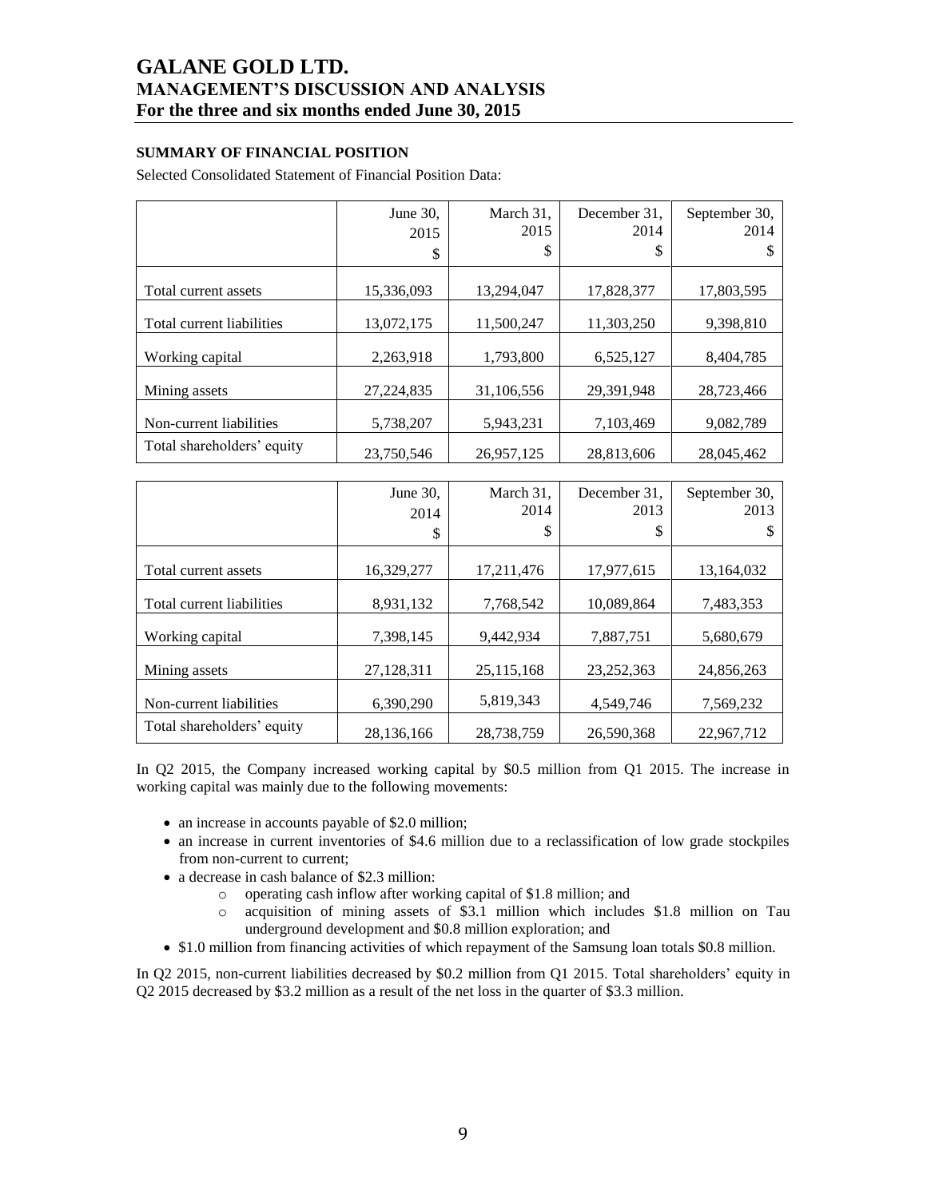## SUMMARY OF FINANCIAL POSITION

Selected Consolidated Statement of Financial Position Data:

| | June 30, 2015 $ | March 31, 2015 $ | December 31, 2014 $ | September 30, 2014 $ |
|---|---|---|---|---|
| Total current assets | 15,336,093 | 13,294,047 | 17,828,377 | 17,803,595 |
| Total current liabilities | 13,072,175 | 11,500,247 | 11,303,250 | 9,398,810 |
| Working capital | 2,263,918 | 1,793,800 | 6,525,127 | 8,404,785 |
| Mining assets | 27,224,835 | 31,106,556 | 29,391,948 | 28,723,466 |
| Non-current liabilities | 5,738,207 | 5,943,231 | 7,103,469 | 9,082,789 |
| Total shareholders' equity | 23,750,546 | 26,957,125 | 28,813,606 | 28,045,462 |

| | June 30, 2014 $ | March 31, 2014 $ | December 31, 2013 $ | September 30, 2013 $ |
|---|---|---|---|---|
| Total current assets | 16,329,277 | 17,211,476 | 17,977,615 | 13,164,032 |
| Total current liabilities | 8,931,132 | 7,768,542 | 10,089,864 | 7,483,353 |
| Working capital | 7,398,145 | 9,442,934 | 7,887,751 | 5,680,679 |
| Mining assets | 27,128,311 | 25,115,168 | 23,252,363 | 24,856,263 |
| Non-current liabilities | 6,390,290 | 5,819,343 | 4,549,746 | 7,569,232 |
| Total shareholders' equity | 28,136,166 | 28,738,759 | 26,590,368 | 22,967,712 |

In Q2 2015, the Company increased working capital by $0.5 million from Q1 2015. The increase in working capital was mainly due to the following movements:

- an increase in accounts payable of $2.0 million;
- an increase in current inventories of $4.6 million due to a reclassification of low grade stockpiles from non-current to current;
- a decrease in cash balance of $2.3 million:
  - operating cash inflow after working capital of $1.8 million; and
  - acquisition of mining assets of $3.1 million which includes $1.8 million on Tau underground development and $0.8 million exploration; and
- $1.0 million from financing activities of which repayment of the Samsung loan totals $0.8 million.

In Q2 2015, non-current liabilities decreased by $0.2 million from Q1 2015. Total shareholders' equity in Q2 2015 decreased by $3.2 million as a result of the net loss in the quarter of $3.3 million.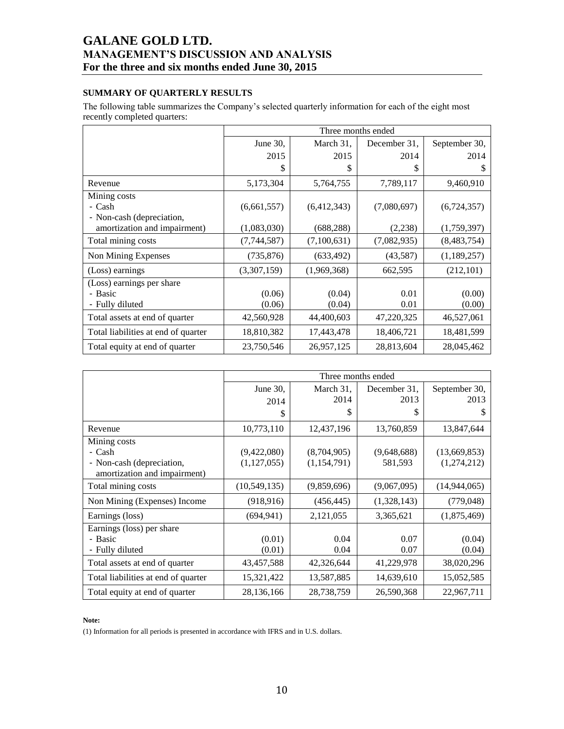## SUMMARY OF QUARTERLY RESULTS

The following table summarizes the Company's selected quarterly information for each of the eight most recently completed quarters:

| | Three months ended | | | |
|---|---|---|---|---|
| | June 30, 2015 $ | March 31, 2015 $ | December 31, 2014 $ | September 30, 2014 $ |
| Revenue | 5,173,304 | 5,764,755 | 7,789,117 | 9,460,910 |
| Mining costs<br>- Cash<br>- Non-cash (depreciation, amortization and impairment) | (6,661,557)<br>(1,083,030) | (6,412,343)<br>(688,288) | (7,080,697)<br>(2,238) | (6,724,357)<br>(1,759,397) |
| Total mining costs | (7,744,587) | (7,100,631) | (7,082,935) | (8,483,754) |
| Non Mining Expenses | (735,876) | (633,492) | (43,587) | (1,189,257) |
| (Loss) earnings | (3,307,159) | (1,969,368) | 662,595 | (212,101) |
| (Loss) earnings per share<br>- Basic<br>- Fully diluted | (0.06)<br>(0.06) | (0.04)<br>(0.04) | 0.01<br>0.01 | (0.00)<br>(0.00) |
| Total assets at end of quarter | 42,560,928 | 44,400,603 | 47,220,325 | 46,527,061 |
| Total liabilities at end of quarter | 18,810,382 | 17,443,478 | 18,406,721 | 18,481,599 |
| Total equity at end of quarter | 23,750,546 | 26,957,125 | 28,813,604 | 28,045,462 |

| | Three months ended | | | |
|---|---|---|---|---|
| | June 30, 2014 $ | March 31, 2014 $ | December 31, 2013 $ | September 30, 2013 $ |
| Revenue | 10,773,110 | 12,437,196 | 13,760,859 | 13,847,644 |
| Mining costs<br>- Cash<br>- Non-cash (depreciation, amortization and impairment) | (9,422,080)<br>(1,127,055) | (8,704,905)<br>(1,154,791) | (9,648,688)<br>581,593 | (13,669,853)<br>(1,274,212) |
| Total mining costs | (10,549,135) | (9,859,696) | (9,067,095) | (14,944,065) |
| Non Mining (Expenses) Income | (918,916) | (456,445) | (1,328,143) | (779,048) |
| Earnings (loss) | (694,941) | 2,121,055 | 3,365,621 | (1,875,469) |
| Earnings (loss) per share<br>- Basic<br>- Fully diluted | (0.01)<br>(0.01) | 0.04<br>0.04 | 0.07<br>0.07 | (0.04)<br>(0.04) |
| Total assets at end of quarter | 43,457,588 | 42,326,644 | 41,229,978 | 38,020,296 |
| Total liabilities at end of quarter | 15,321,422 | 13,587,885 | 14,639,610 | 15,052,585 |
| Total equity at end of quarter | 28,136,166 | 28,738,759 | 26,590,368 | 22,967,711 |

**Note:**

(1) Information for all periods is presented in accordance with IFRS and in U.S. dollars.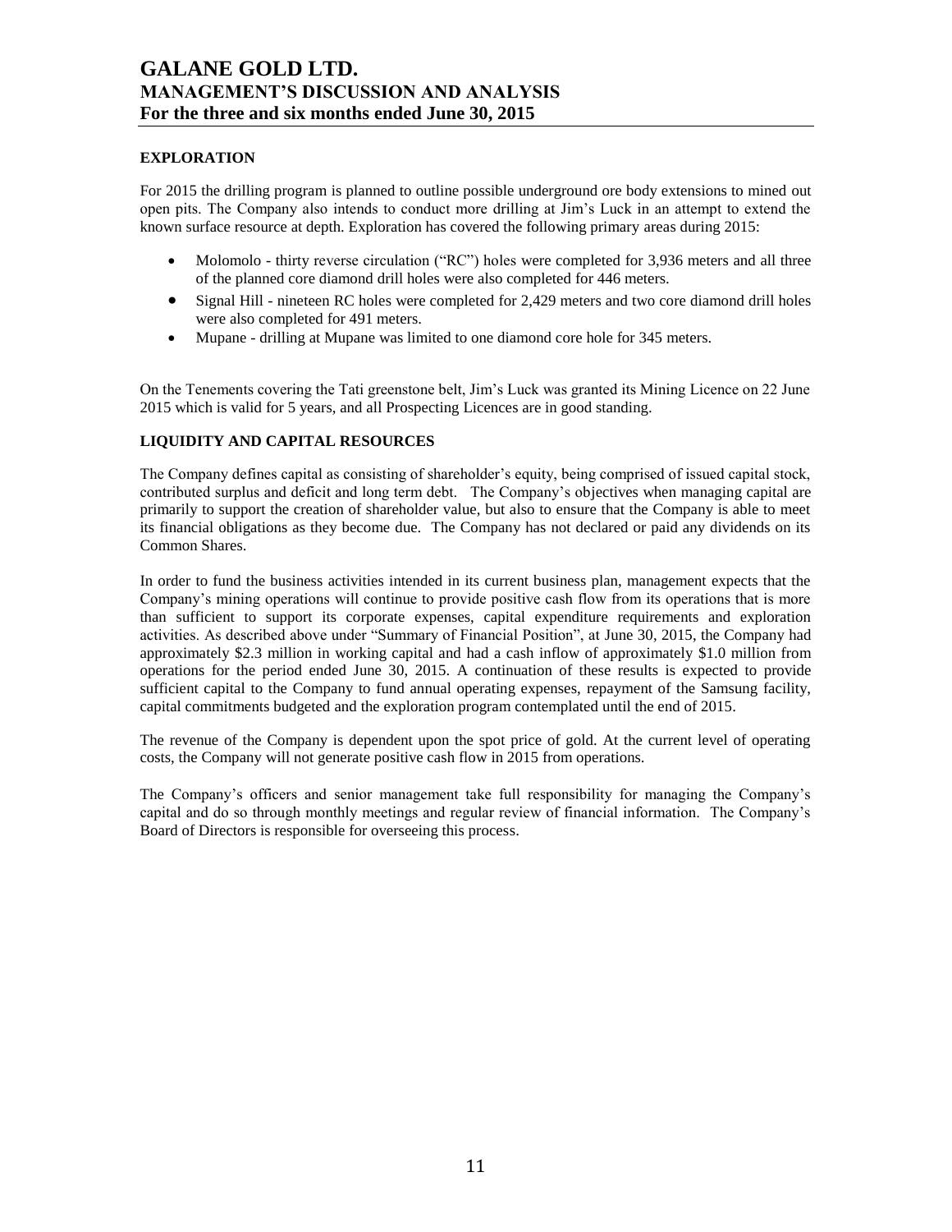## EXPLORATION

For 2015 the drilling program is planned to outline possible underground ore body extensions to mined out open pits. The Company also intends to conduct more drilling at Jim's Luck in an attempt to extend the known surface resource at depth. Exploration has covered the following primary areas during 2015:

- Molomolo - thirty reverse circulation ("RC") holes were completed for 3,936 meters and all three of the planned core diamond drill holes were also completed for 446 meters.
- Signal Hill - nineteen RC holes were completed for 2,429 meters and two core diamond drill holes were also completed for 491 meters.
- Mupane - drilling at Mupane was limited to one diamond core hole for 345 meters.

On the Tenements covering the Tati greenstone belt, Jim's Luck was granted its Mining Licence on 22 June 2015 which is valid for 5 years, and all Prospecting Licences are in good standing.

## LIQUIDITY AND CAPITAL RESOURCES

The Company defines capital as consisting of shareholder's equity, being comprised of issued capital stock, contributed surplus and deficit and long term debt. The Company's objectives when managing capital are primarily to support the creation of shareholder value, but also to ensure that the Company is able to meet its financial obligations as they become due. The Company has not declared or paid any dividends on its Common Shares.

In order to fund the business activities intended in its current business plan, management expects that the Company's mining operations will continue to provide positive cash flow from its operations that is more than sufficient to support its corporate expenses, capital expenditure requirements and exploration activities. As described above under "Summary of Financial Position", at June 30, 2015, the Company had approximately $2.3 million in working capital and had a cash inflow of approximately $1.0 million from operations for the period ended June 30, 2015. A continuation of these results is expected to provide sufficient capital to the Company to fund annual operating expenses, repayment of the Samsung facility, capital commitments budgeted and the exploration program contemplated until the end of 2015.

The revenue of the Company is dependent upon the spot price of gold. At the current level of operating costs, the Company will not generate positive cash flow in 2015 from operations.

The Company's officers and senior management take full responsibility for managing the Company's capital and do so through monthly meetings and regular review of financial information. The Company's Board of Directors is responsible for overseeing this process.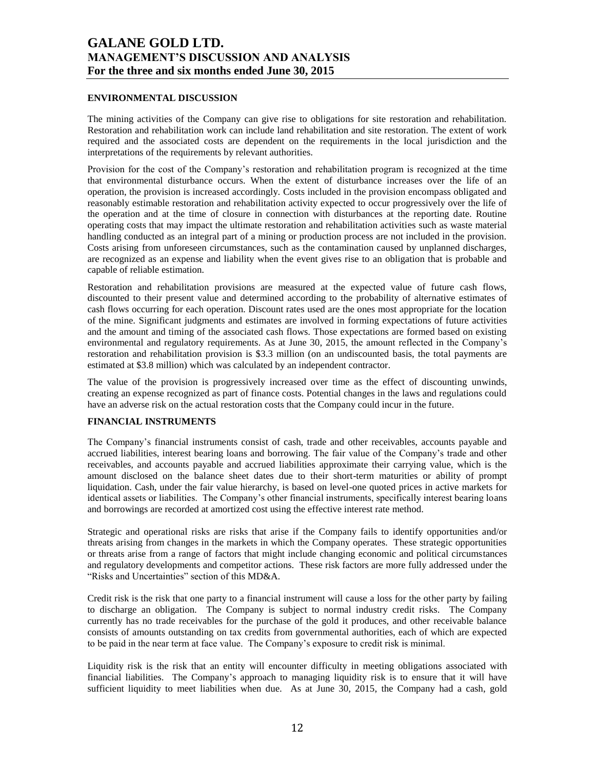## ENVIRONMENTAL DISCUSSION

The mining activities of the Company can give rise to obligations for site restoration and rehabilitation. Restoration and rehabilitation work can include land rehabilitation and site restoration. The extent of work required and the associated costs are dependent on the requirements in the local jurisdiction and the interpretations of the requirements by relevant authorities.

Provision for the cost of the Company's restoration and rehabilitation program is recognized at the time that environmental disturbance occurs. When the extent of disturbance increases over the life of an operation, the provision is increased accordingly. Costs included in the provision encompass obligated and reasonably estimable restoration and rehabilitation activity expected to occur progressively over the life of the operation and at the time of closure in connection with disturbances at the reporting date. Routine operating costs that may impact the ultimate restoration and rehabilitation activities such as waste material handling conducted as an integral part of a mining or production process are not included in the provision. Costs arising from unforeseen circumstances, such as the contamination caused by unplanned discharges, are recognized as an expense and liability when the event gives rise to an obligation that is probable and capable of reliable estimation.

Restoration and rehabilitation provisions are measured at the expected value of future cash flows, discounted to their present value and determined according to the probability of alternative estimates of cash flows occurring for each operation. Discount rates used are the ones most appropriate for the location of the mine. Significant judgments and estimates are involved in forming expectations of future activities and the amount and timing of the associated cash flows. Those expectations are formed based on existing environmental and regulatory requirements. As at June 30, 2015, the amount reflected in the Company's restoration and rehabilitation provision is $3.3 million (on an undiscounted basis, the total payments are estimated at $3.8 million) which was calculated by an independent contractor.

The value of the provision is progressively increased over time as the effect of discounting unwinds, creating an expense recognized as part of finance costs. Potential changes in the laws and regulations could have an adverse risk on the actual restoration costs that the Company could incur in the future.

## FINANCIAL INSTRUMENTS

The Company's financial instruments consist of cash, trade and other receivables, accounts payable and accrued liabilities, interest bearing loans and borrowing. The fair value of the Company's trade and other receivables, and accounts payable and accrued liabilities approximate their carrying value, which is the amount disclosed on the balance sheet dates due to their short-term maturities or ability of prompt liquidation. Cash, under the fair value hierarchy, is based on level-one quoted prices in active markets for identical assets or liabilities. The Company's other financial instruments, specifically interest bearing loans and borrowings are recorded at amortized cost using the effective interest rate method.

Strategic and operational risks are risks that arise if the Company fails to identify opportunities and/or threats arising from changes in the markets in which the Company operates. These strategic opportunities or threats arise from a range of factors that might include changing economic and political circumstances and regulatory developments and competitor actions. These risk factors are more fully addressed under the "Risks and Uncertainties" section of this MD&A.

Credit risk is the risk that one party to a financial instrument will cause a loss for the other party by failing to discharge an obligation. The Company is subject to normal industry credit risks. The Company currently has no trade receivables for the purchase of the gold it produces, and other receivable balance consists of amounts outstanding on tax credits from governmental authorities, each of which are expected to be paid in the near term at face value. The Company's exposure to credit risk is minimal.

Liquidity risk is the risk that an entity will encounter difficulty in meeting obligations associated with financial liabilities. The Company's approach to managing liquidity risk is to ensure that it will have sufficient liquidity to meet liabilities when due. As at June 30, 2015, the Company had a cash, gold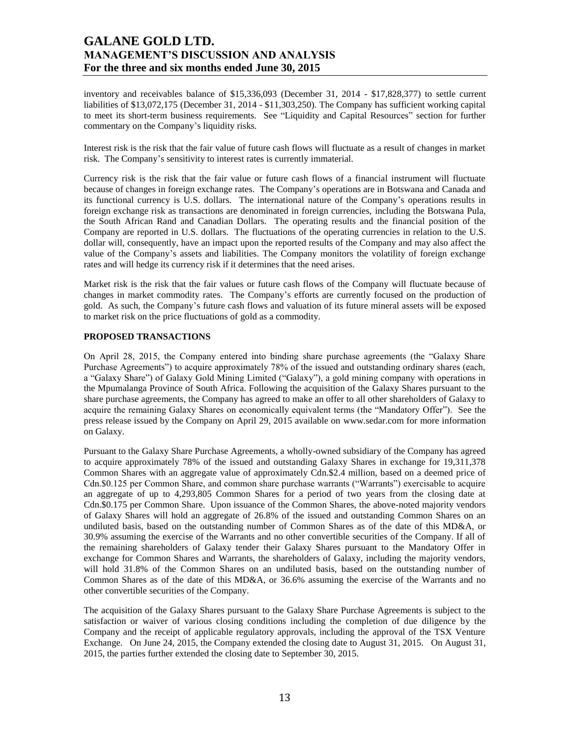inventory and receivables balance of $15,336,093 (December 31, 2014 - $17,828,377) to settle current liabilities of $13,072,175 (December 31, 2014 - $11,303,250). The Company has sufficient working capital to meet its short-term business requirements. See "Liquidity and Capital Resources" section for further commentary on the Company's liquidity risks.

Interest risk is the risk that the fair value of future cash flows will fluctuate as a result of changes in market risk. The Company's sensitivity to interest rates is currently immaterial.

Currency risk is the risk that the fair value or future cash flows of a financial instrument will fluctuate because of changes in foreign exchange rates. The Company's operations are in Botswana and Canada and its functional currency is U.S. dollars. The international nature of the Company's operations results in foreign exchange risk as transactions are denominated in foreign currencies, including the Botswana Pula, the South African Rand and Canadian Dollars. The operating results and the financial position of the Company are reported in U.S. dollars. The fluctuations of the operating currencies in relation to the U.S. dollar will, consequently, have an impact upon the reported results of the Company and may also affect the value of the Company's assets and liabilities. The Company monitors the volatility of foreign exchange rates and will hedge its currency risk if it determines that the need arises.

Market risk is the risk that the fair values or future cash flows of the Company will fluctuate because of changes in market commodity rates. The Company's efforts are currently focused on the production of gold. As such, the Company's future cash flows and valuation of its future mineral assets will be exposed to market risk on the price fluctuations of gold as a commodity.

**PROPOSED TRANSACTIONS**

On April 28, 2015, the Company entered into binding share purchase agreements (the "Galaxy Share Purchase Agreements") to acquire approximately 78% of the issued and outstanding ordinary shares (each, a "Galaxy Share") of Galaxy Gold Mining Limited ("Galaxy"), a gold mining company with operations in the Mpumalanga Province of South Africa. Following the acquisition of the Galaxy Shares pursuant to the share purchase agreements, the Company has agreed to make an offer to all other shareholders of Galaxy to acquire the remaining Galaxy Shares on economically equivalent terms (the "Mandatory Offer"). See the press release issued by the Company on April 29, 2015 available on www.sedar.com for more information on Galaxy.

Pursuant to the Galaxy Share Purchase Agreements, a wholly-owned subsidiary of the Company has agreed to acquire approximately 78% of the issued and outstanding Galaxy Shares in exchange for 19,311,378 Common Shares with an aggregate value of approximately Cdn.$2.4 million, based on a deemed price of Cdn.$0.125 per Common Share, and common share purchase warrants ("Warrants") exercisable to acquire an aggregate of up to 4,293,805 Common Shares for a period of two years from the closing date at Cdn.$0.175 per Common Share. Upon issuance of the Common Shares, the above-noted majority vendors of Galaxy Shares will hold an aggregate of 26.8% of the issued and outstanding Common Shares on an undiluted basis, based on the outstanding number of Common Shares as of the date of this MD&A, or 30.9% assuming the exercise of the Warrants and no other convertible securities of the Company. If all of the remaining shareholders of Galaxy tender their Galaxy Shares pursuant to the Mandatory Offer in exchange for Common Shares and Warrants, the shareholders of Galaxy, including the majority vendors, will hold 31.8% of the Common Shares on an undiluted basis, based on the outstanding number of Common Shares as of the date of this MD&A, or 36.6% assuming the exercise of the Warrants and no other convertible securities of the Company.

The acquisition of the Galaxy Shares pursuant to the Galaxy Share Purchase Agreements is subject to the satisfaction or waiver of various closing conditions including the completion of due diligence by the Company and the receipt of applicable regulatory approvals, including the approval of the TSX Venture Exchange. On June 24, 2015, the Company extended the closing date to August 31, 2015. On August 31, 2015, the parties further extended the closing date to September 30, 2015.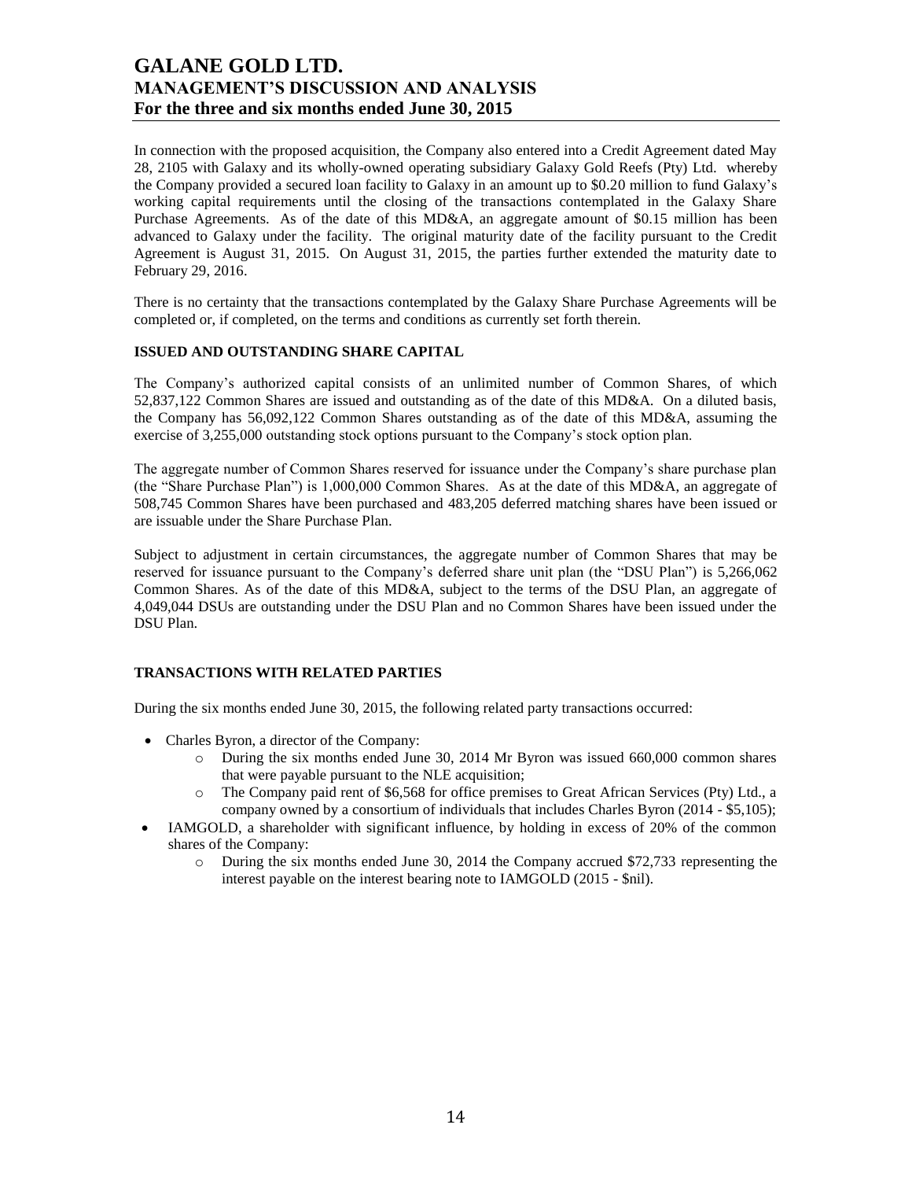In connection with the proposed acquisition, the Company also entered into a Credit Agreement dated May 28, 2105 with Galaxy and its wholly-owned operating subsidiary Galaxy Gold Reefs (Pty) Ltd. whereby the Company provided a secured loan facility to Galaxy in an amount up to $0.20 million to fund Galaxy's working capital requirements until the closing of the transactions contemplated in the Galaxy Share Purchase Agreements. As of the date of this MD&A, an aggregate amount of $0.15 million has been advanced to Galaxy under the facility. The original maturity date of the facility pursuant to the Credit Agreement is August 31, 2015. On August 31, 2015, the parties further extended the maturity date to February 29, 2016.

There is no certainty that the transactions contemplated by the Galaxy Share Purchase Agreements will be completed or, if completed, on the terms and conditions as currently set forth therein.

**ISSUED AND OUTSTANDING SHARE CAPITAL**

The Company's authorized capital consists of an unlimited number of Common Shares, of which 52,837,122 Common Shares are issued and outstanding as of the date of this MD&A. On a diluted basis, the Company has 56,092,122 Common Shares outstanding as of the date of this MD&A, assuming the exercise of 3,255,000 outstanding stock options pursuant to the Company's stock option plan.

The aggregate number of Common Shares reserved for issuance under the Company's share purchase plan (the "Share Purchase Plan") is 1,000,000 Common Shares. As at the date of this MD&A, an aggregate of 508,745 Common Shares have been purchased and 483,205 deferred matching shares have been issued or are issuable under the Share Purchase Plan.

Subject to adjustment in certain circumstances, the aggregate number of Common Shares that may be reserved for issuance pursuant to the Company's deferred share unit plan (the "DSU Plan") is 5,266,062 Common Shares. As of the date of this MD&A, subject to the terms of the DSU Plan, an aggregate of 4,049,044 DSUs are outstanding under the DSU Plan and no Common Shares have been issued under the DSU Plan.

**TRANSACTIONS WITH RELATED PARTIES**

During the six months ended June 30, 2015, the following related party transactions occurred:

- Charles Byron, a director of the Company:
  - During the six months ended June 30, 2014 Mr Byron was issued 660,000 common shares that were payable pursuant to the NLE acquisition;
  - The Company paid rent of $6,568 for office premises to Great African Services (Pty) Ltd., a company owned by a consortium of individuals that includes Charles Byron (2014 - $5,105);
- IAMGOLD, a shareholder with significant influence, by holding in excess of 20% of the common shares of the Company:
  - During the six months ended June 30, 2014 the Company accrued $72,733 representing the interest payable on the interest bearing note to IAMGOLD (2015 - $nil).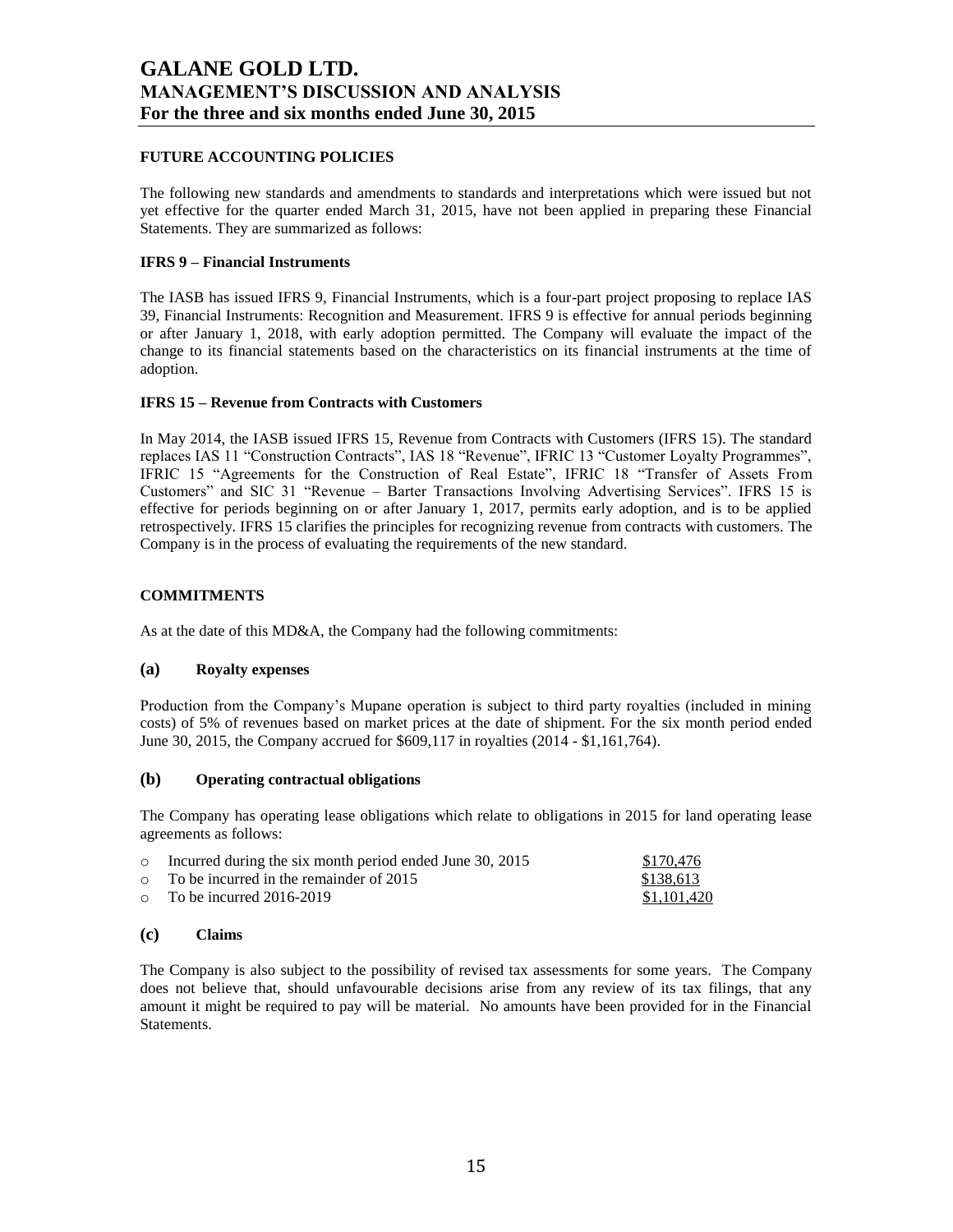## FUTURE ACCOUNTING POLICIES

The following new standards and amendments to standards and interpretations which were issued but not yet effective for the quarter ended March 31, 2015, have not been applied in preparing these Financial Statements. They are summarized as follows:

### IFRS 9 – Financial Instruments

The IASB has issued IFRS 9, Financial Instruments, which is a four-part project proposing to replace IAS 39, Financial Instruments: Recognition and Measurement. IFRS 9 is effective for annual periods beginning or after January 1, 2018, with early adoption permitted. The Company will evaluate the impact of the change to its financial statements based on the characteristics on its financial instruments at the time of adoption.

### IFRS 15 – Revenue from Contracts with Customers

In May 2014, the IASB issued IFRS 15, Revenue from Contracts with Customers (IFRS 15). The standard replaces IAS 11 "Construction Contracts", IAS 18 "Revenue", IFRIC 13 "Customer Loyalty Programmes", IFRIC 15 "Agreements for the Construction of Real Estate", IFRIC 18 "Transfer of Assets From Customers" and SIC 31 "Revenue – Barter Transactions Involving Advertising Services". IFRS 15 is effective for periods beginning on or after January 1, 2017, permits early adoption, and is to be applied retrospectively. IFRS 15 clarifies the principles for recognizing revenue from contracts with customers. The Company is in the process of evaluating the requirements of the new standard.

## COMMITMENTS

As at the date of this MD&A, the Company had the following commitments:

### (a) Royalty expenses

Production from the Company's Mupane operation is subject to third party royalties (included in mining costs) of 5% of revenues based on market prices at the date of shipment. For the six month period ended June 30, 2015, the Company accrued for $609,117 in royalties (2014 - $1,161,764).

### (b) Operating contractual obligations

The Company has operating lease obligations which relate to obligations in 2015 for land operating lease agreements as follows:

- Incurred during the six month period ended June 30, 2015 — $170,476
- To be incurred in the remainder of 2015 — $138,613
- To be incurred 2016-2019 — $1,101,420

### (c) Claims

The Company is also subject to the possibility of revised tax assessments for some years. The Company does not believe that, should unfavourable decisions arise from any review of its tax filings, that any amount it might be required to pay will be material. No amounts have been provided for in the Financial Statements.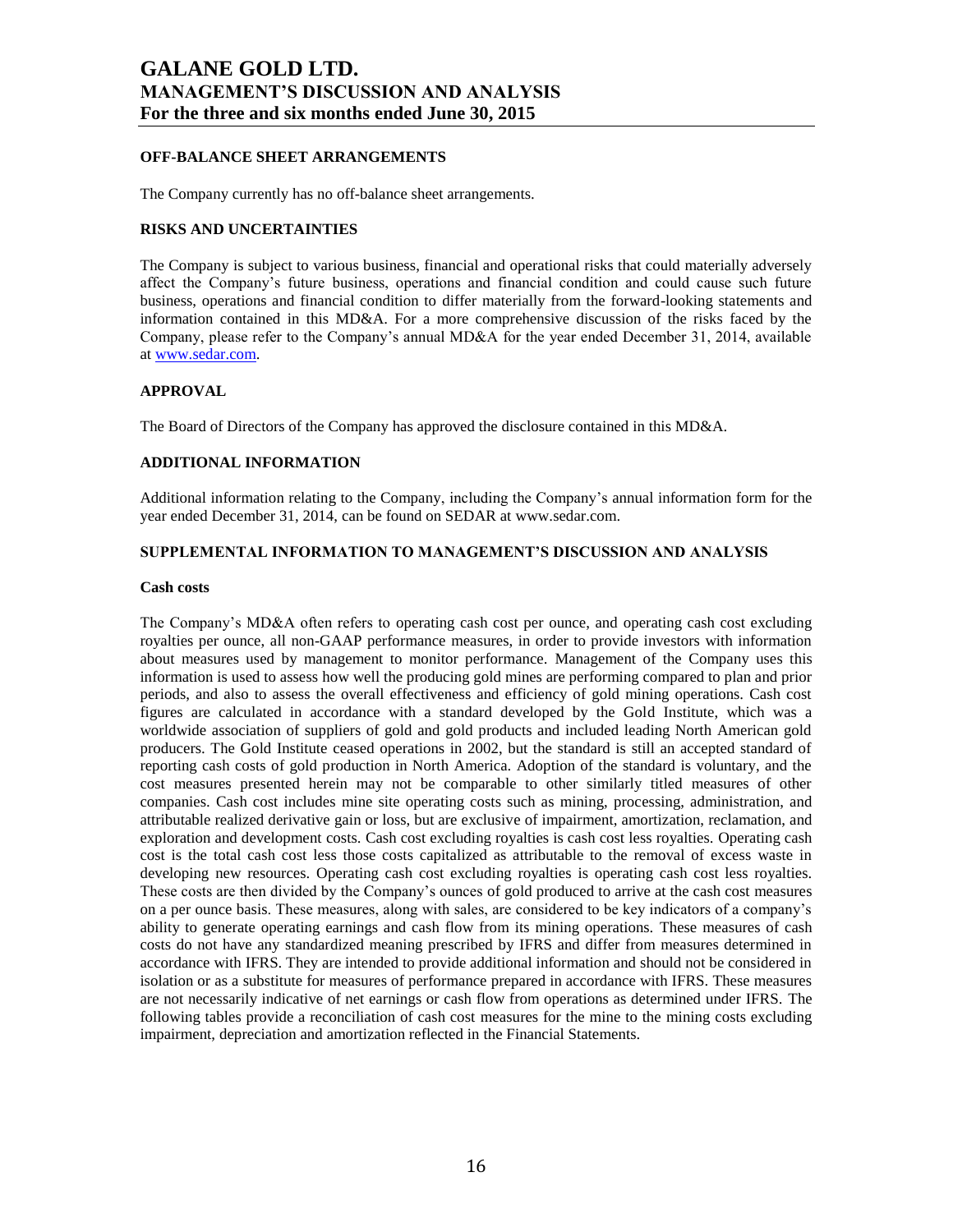## OFF-BALANCE SHEET ARRANGEMENTS

The Company currently has no off-balance sheet arrangements.

## RISKS AND UNCERTAINTIES

The Company is subject to various business, financial and operational risks that could materially adversely affect the Company's future business, operations and financial condition and could cause such future business, operations and financial condition to differ materially from the forward-looking statements and information contained in this MD&A. For a more comprehensive discussion of the risks faced by the Company, please refer to the Company's annual MD&A for the year ended December 31, 2014, available at www.sedar.com.

## APPROVAL

The Board of Directors of the Company has approved the disclosure contained in this MD&A.

## ADDITIONAL INFORMATION

Additional information relating to the Company, including the Company's annual information form for the year ended December 31, 2014, can be found on SEDAR at www.sedar.com.

## SUPPLEMENTAL INFORMATION TO MANAGEMENT'S DISCUSSION AND ANALYSIS

### Cash costs

The Company's MD&A often refers to operating cash cost per ounce, and operating cash cost excluding royalties per ounce, all non-GAAP performance measures, in order to provide investors with information about measures used by management to monitor performance. Management of the Company uses this information is used to assess how well the producing gold mines are performing compared to plan and prior periods, and also to assess the overall effectiveness and efficiency of gold mining operations. Cash cost figures are calculated in accordance with a standard developed by the Gold Institute, which was a worldwide association of suppliers of gold and gold products and included leading North American gold producers. The Gold Institute ceased operations in 2002, but the standard is still an accepted standard of reporting cash costs of gold production in North America. Adoption of the standard is voluntary, and the cost measures presented herein may not be comparable to other similarly titled measures of other companies. Cash cost includes mine site operating costs such as mining, processing, administration, and attributable realized derivative gain or loss, but are exclusive of impairment, amortization, reclamation, and exploration and development costs. Cash cost excluding royalties is cash cost less royalties. Operating cash cost is the total cash cost less those costs capitalized as attributable to the removal of excess waste in developing new resources. Operating cash cost excluding royalties is operating cash cost less royalties. These costs are then divided by the Company's ounces of gold produced to arrive at the cash cost measures on a per ounce basis. These measures, along with sales, are considered to be key indicators of a company's ability to generate operating earnings and cash flow from its mining operations. These measures of cash costs do not have any standardized meaning prescribed by IFRS and differ from measures determined in accordance with IFRS. They are intended to provide additional information and should not be considered in isolation or as a substitute for measures of performance prepared in accordance with IFRS. These measures are not necessarily indicative of net earnings or cash flow from operations as determined under IFRS. The following tables provide a reconciliation of cash cost measures for the mine to the mining costs excluding impairment, depreciation and amortization reflected in the Financial Statements.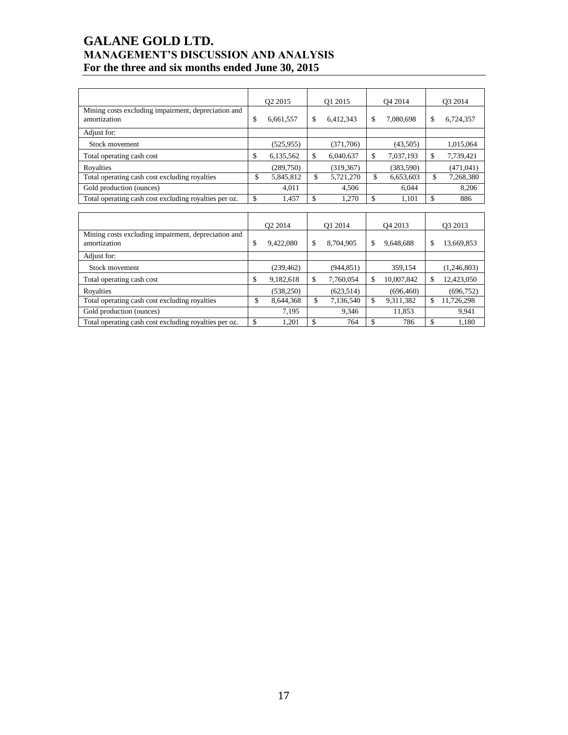# GALANE GOLD LTD.
## MANAGEMENT'S DISCUSSION AND ANALYSIS
## For the three and six months ended June 30, 2015

| | Q2 2015 | Q1 2015 | Q4 2014 | Q3 2014 |
|---|---|---|---|---|
| Mining costs excluding impairment, depreciation and amortization | $ 6,661,557 | $ 6,412,343 | $ 7,080,698 | $ 6,724,357 |
| Adjust for: | | | | |
| Stock movement | (525,955) | (371,706) | (43,505) | 1,015,064 |
| Total operating cash cost | $ 6,135,562 | $ 6,040,637 | $ 7,037,193 | $ 7,739,421 |
| Royalties | (289,750) | (319,367) | (383,590) | (471,041) |
| Total operating cash cost excluding royalties | $ 5,845,812 | $ 5,721,270 | $ 6,653,603 | $ 7,268,380 |
| Gold production (ounces) | 4,011 | 4,506 | 6,044 | 8,206 |
| Total operating cash cost excluding royalties per oz. | $ 1,457 | $ 1,270 | $ 1,101 | $ 886 |

| | Q2 2014 | Q1 2014 | Q4 2013 | Q3 2013 |
|---|---|---|---|---|
| Mining costs excluding impairment, depreciation and amortization | $ 9,422,080 | $ 8,704,905 | $ 9,648,688 | $ 13,669,853 |
| Adjust for: | | | | |
| Stock movement | (239,462) | (944,851) | 359,154 | (1,246,803) |
| Total operating cash cost | $ 9,182,618 | $ 7,760,054 | $ 10,007,842 | $ 12,423,050 |
| Royalties | (538,250) | (623,514) | (696,460) | (696,752) |
| Total operating cash cost excluding royalties | $ 8,644,368 | $ 7,136,540 | $ 9,311,382 | $ 11,726,298 |
| Gold production (ounces) | 7,195 | 9,346 | 11,853 | 9,941 |
| Total operating cash cost excluding royalties per oz. | $ 1,201 | $ 764 | $ 786 | $ 1,180 |